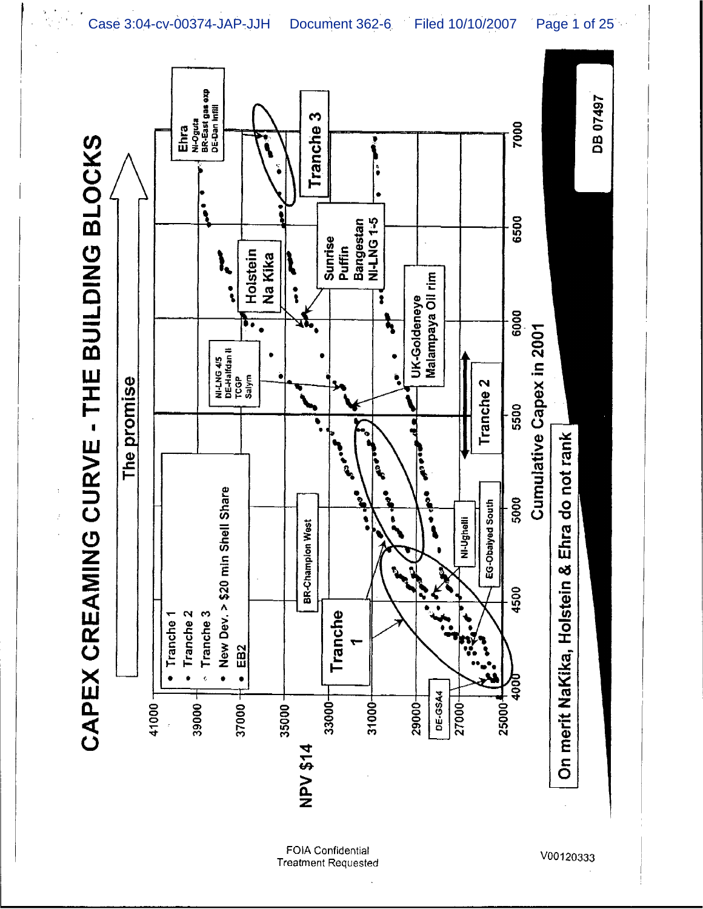# CAPEX CREAMING CURVE - THE BUILDING BLOCKS

The promise

- Tranche 1
- Tranche 2
- Tranche 3
- New Dev. > $20 mln Shell Share
- EB2

NPV $14

Cumulative Capex in 2001

Tranche 1

Tranche 2

Tranche 3

Ehra
NI-Oguta
BR-East gas exp
DE-Dan Infill

Holstein
Na Kika

Sunrise
Puffin
Bangestan
NI-LNG 1-5

NI-LNG 4/5
DE-Halfdan II
TCGP
Salym

UK-Goldeneye
Malampaya Oil rim

BR-Champion West

NI-Ughelli

EG-Obaiyed South

DE-GSA4

On merit NaKika, Holstein & Ehra do not rank

DB 07497

FOIA Confidential
Treatment Requested

V00120333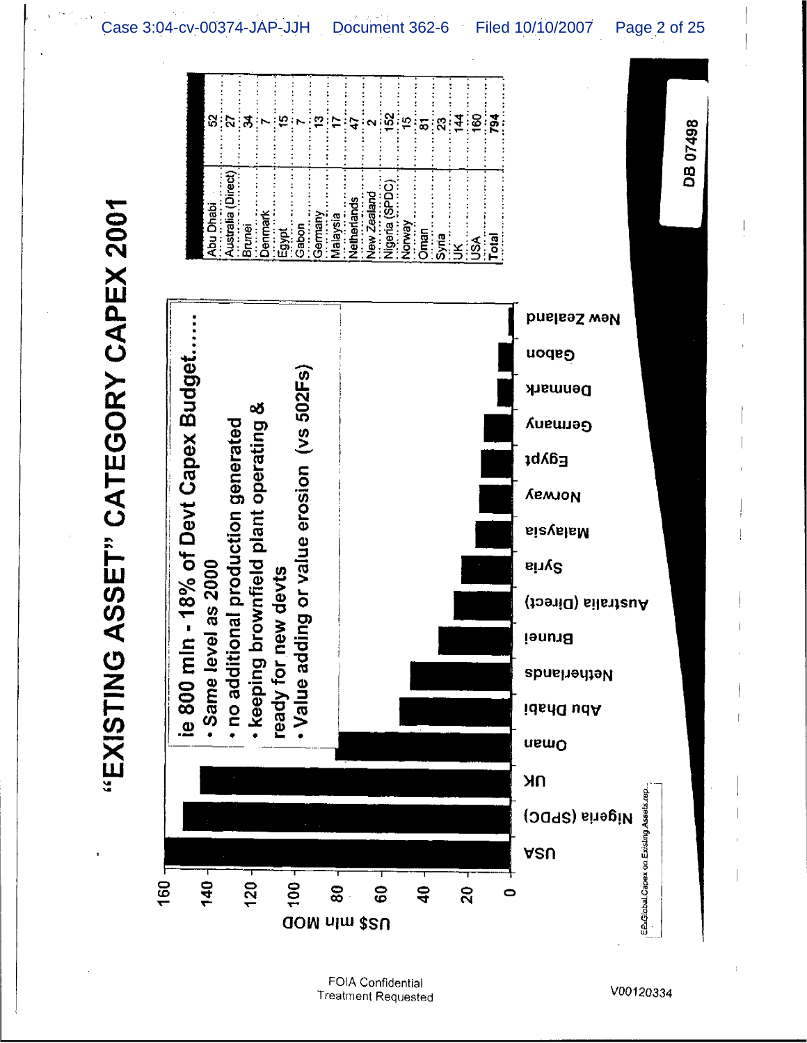# "EXISTING ASSET" CATEGORY CAPEX 2001

ie 800 mln - 18% of Devt Capex Budget......

- Same level as 2000
- no additional production generated
- keeping brownfield plant operating & ready for new devts
- Value adding or value erosion (vs 502Fs)

US$ mln MOD

| Country | US$ mln MOD |
|---|---|
| Abu Dhabi | 52 |
| Australia (Direct) | 27 |
| Brunei | 34 |
| Denmark | 7 |
| Egypt | 15 |
| Gabon | 7 |
| Germany | 13 |
| Malaysia | 17 |
| Netherlands | 47 |
| New Zealand | 2 |
| Nigeria (SPDC) | 152 |
| Norway | 15 |
| Oman | 81 |
| Syria | 23 |
| UK | 144 |
| USA | 160 |
| Total | 794 |

EP-Global Capex on Existing Assets.rep

DB 07498

FOIA Confidential Treatment Requested

V00120334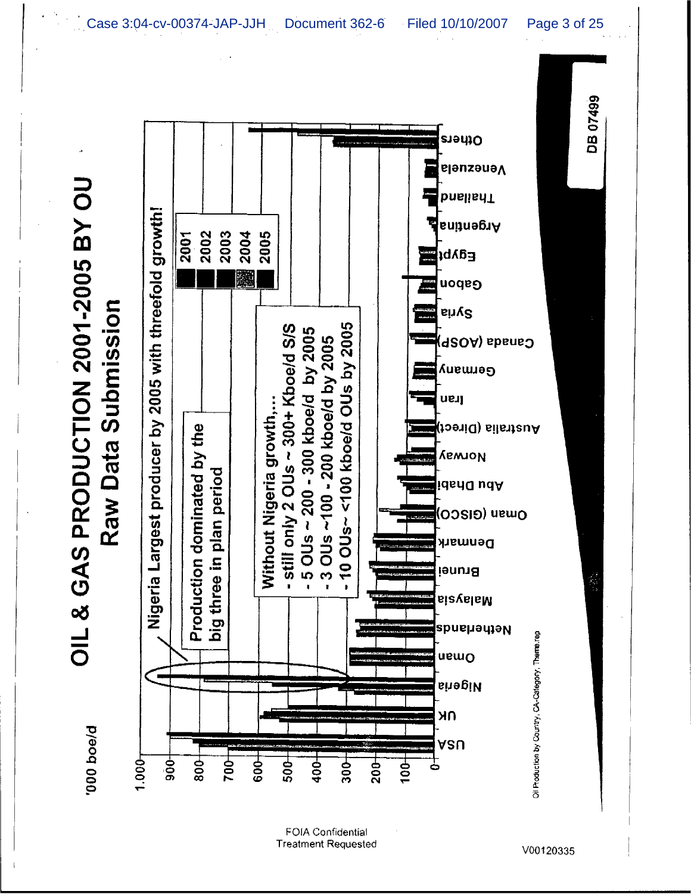# OIL & GAS PRODUCTION 2001-2005 BY OU

## Raw Data Submission

'000 boe/d

Nigeria Largest producer by 2005 with threefold growth!

Production dominated by the big three in plan period

Without Nigeria growth,...
- still only 2 OUs ~ 300+ Kboe/d S/S
- 5 OUs ~ 200 - 300 kboe/d by 2005
- 3 OUs ~100 - 200 kboe/d by 2005
- 10 OUs~ <100 kboe/d OUs by 2005

Legend: 2001, 2002, 2003, 2004, 2005

Y-axis: 0, 100, 200, 300, 400, 500, 600, 700, 800, 900, 1.000

X-axis: USA, UK, Nigeria, Oman, Netherlands, Malaysia, Brunei, Denmark, Oman (GISCO), Abu Dhabi, Norway, Australia (Direct), Iran, Germany, Canada (AOSP), Syria, Gabon, Egypt, Argentina, Thailand, Venezuela, Others

Oil Production by Country, CA-Category, Theme.rep

DB 07499

FOIA Confidential Treatment Requested

V00120335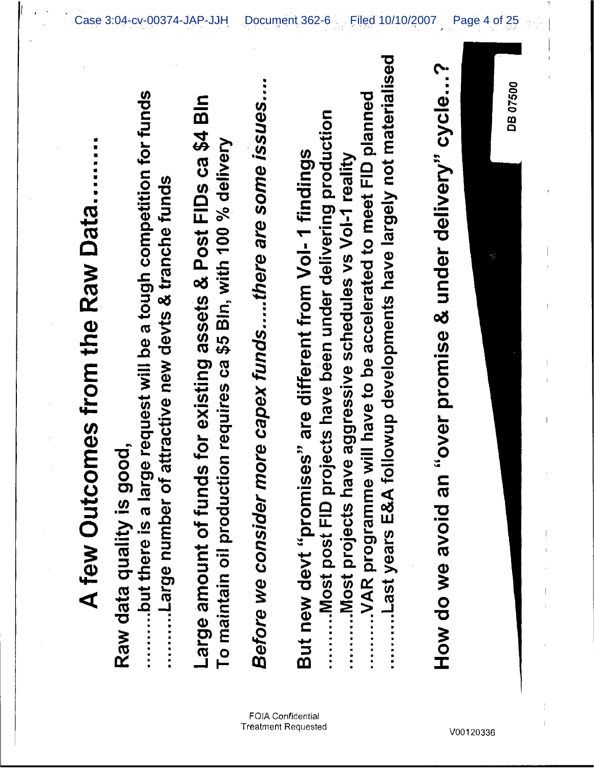# A few Outcomes from the Raw Data.........

Raw data quality is good,

..........but there is a large request will be a tough competition for funds

..........Large number of attractive new devts & tranche funds

Large amount of funds for existing assets & Post FIDs ca $4 Bln

To maintain oil production requires ca $5 Bln, with 100 % delivery

*Before we consider more capex funds.....there are some issues....*

But new devt "promises" are different from Vol-1 findings

..........Most post FID projects have been under delivering production

..........Most projects have aggressive schedules vs Vol-1 reality

..........VAR programme will have to be accelerated to meet FID planned

..........Last years E&A followup developments have largely not materialised

How do we avoid an "over promise & under delivery" cycle...?

DB 07500

FOIA Confidential Treatment Requested

V00120336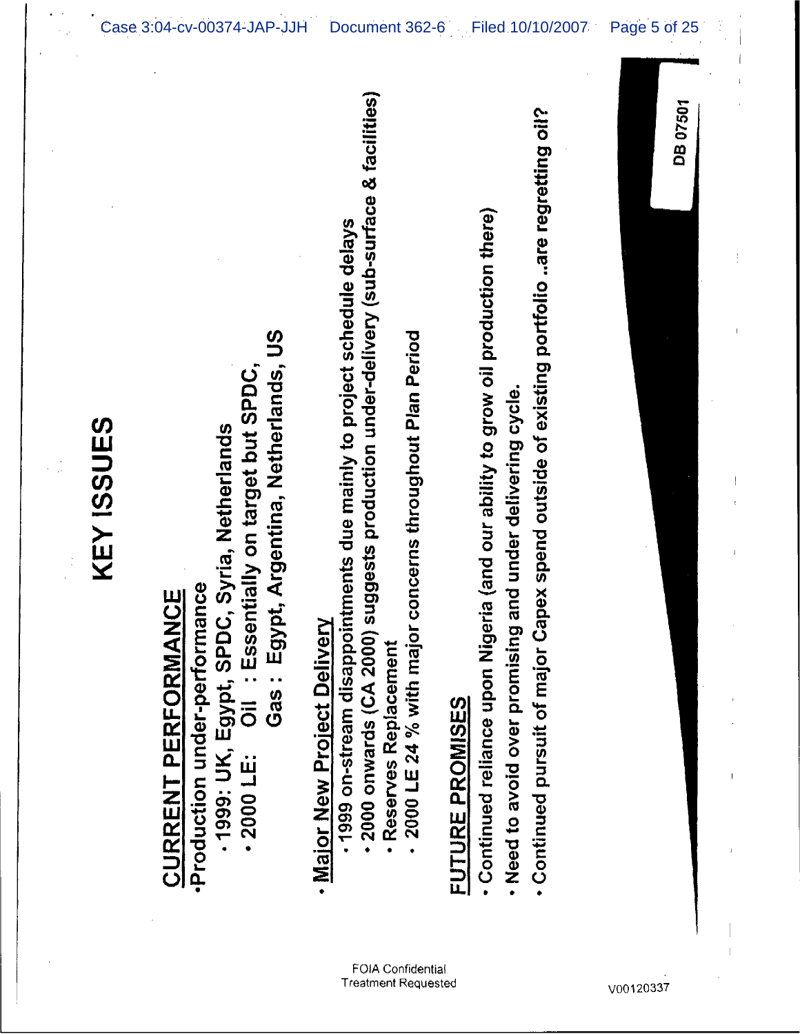# KEY ISSUES

## CURRENT PERFORMANCE

- Production under-performance
  - 1999: UK, Egypt, SPDC, Syria, Netherlands
  - 2000 LE: Oil : Essentially on target but SPDC,
    Gas : Egypt, Argentina, Netherlands, US

## Major New Project Delivery

- 1999 on-stream disappointments due mainly to project schedule delays
- 2000 onwards (CA 2000) suggests production under-delivery (sub-surface & facilities)
- Reserves Replacement
- 2000 LE 24 % with major concerns throughout Plan Period

## FUTURE PROMISES

- Continued reliance upon Nigeria (and our ability to grow oil production there)
- Need to avoid over promising and under delivering cycle.
- Continued pursuit of major Capex spend outside of existing portfolio ..are regretting oil?

DB 07501

FOIA Confidential Treatment Requested

V00120337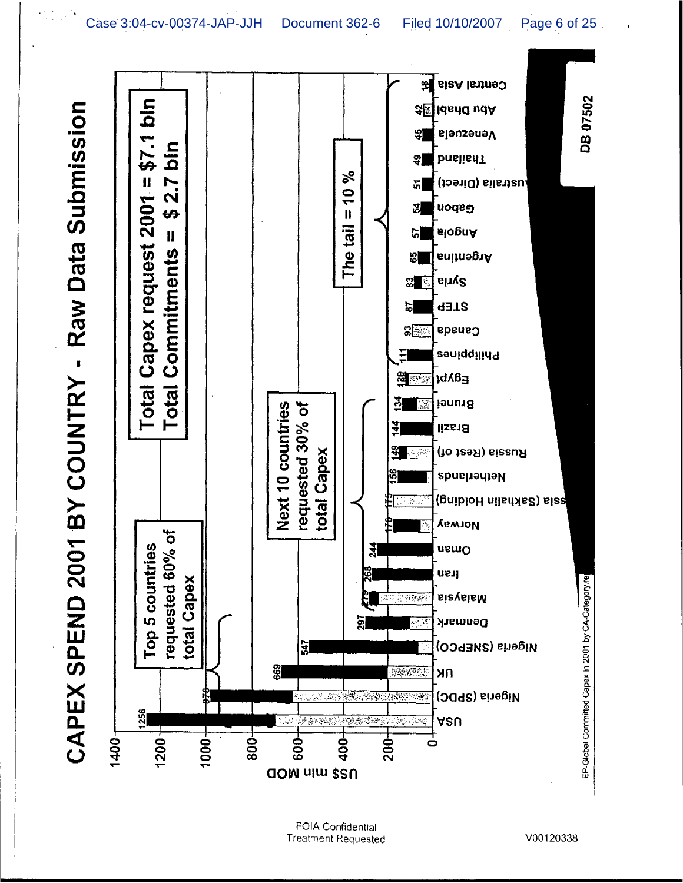# CAPEX SPEND 2001 BY COUNTRY - Raw Data Submission

**Total Capex request 2001 = $7.1 bln**
**Total Commitments = $ 2.7 bln**

Top 5 countries requested 60% of total Capex

Next 10 countries requested 30% of total Capex

The tail = 10 %

US$ mln MOD

| Country | US$ mln MOD |
|---|---|
| USA | 1256 |
| Nigeria (SPDC) | 978 |
| UK | 669 |
| Nigeria (SNEPCO) | 547 |
| Denmark | 297 |
| Malaysia | 279 |
| Iran | 268 |
| Oman | 244 |
| Norway | 176 |
| Russia (Sakhalin Holding) | 175 |
| Netherlands | 156 |
| Russia (Rest of) | 149 |
| Brazil | 144 |
| Brunei | 134 |
| Egypt | 128 |
| Philippines | 111 |
| Canada | 93 |
| STEP | 87 |
| Syria | 83 |
| Argentina | 65 |
| Angola | 57 |
| Gabon | 54 |
| Australia (Direct) | 51 |
| Thailand | 49 |
| Venezuela | 45 |
| Abu Dhabi | 42 |
| Central Asia | 18 |

EP-Global Committed Capex in 2001 by CA-Category.re

DB 07502

FOIA Confidential Treatment Requested

V00120338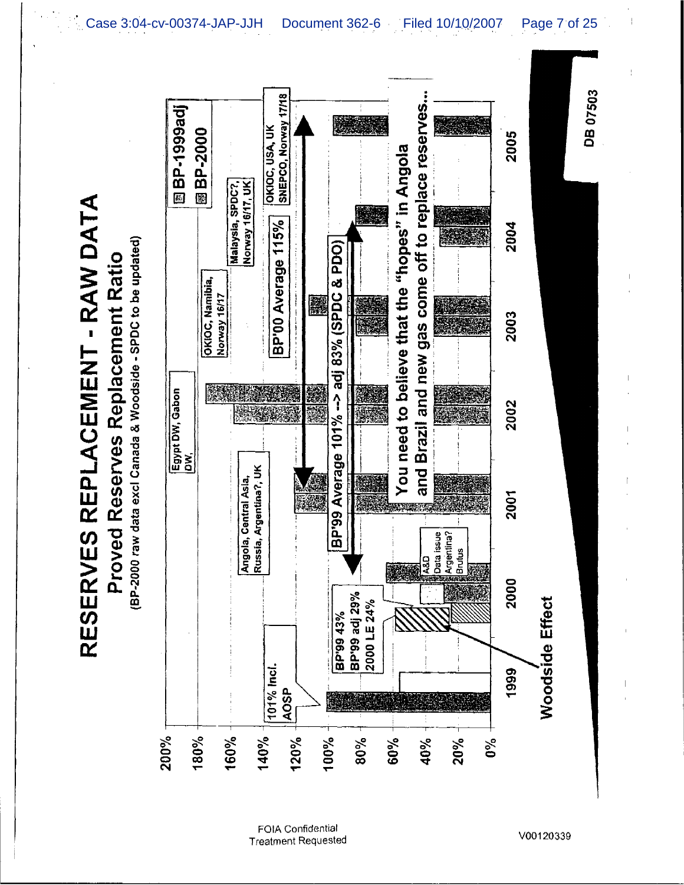# RESERVES REPLACEMENT - RAW DATA

## Proved Reserves Replacement Ratio

(BP-2000 raw data excl Canada & Woodside - SPDC to be updated)

Legend: BP-1999adj; BP-2000

Y-axis: 0%, 20%, 40%, 60%, 80%, 100%, 120%, 140%, 160%, 180%, 200%

X-axis: 1999, 2000, 2001, 2002, 2003, 2004, 2005

Annotations:

- 101% Incl. AOSP
- BP'99 43%
- BP'99 adj 29%
- 2000 LE 24%
- Woodside Effect
- A&D Data issue Argentina? Brutus
- Angola, Central Asia, Russia, Argentina?, UK
- Egypt DW, Gabon DW,
- OKIOC, Namibia, Norway 16/17
- Malaysia, SPDC?, Norway 16/17, UK
- OKIOC, USA, UK SNEPCO, Norway 17/18
- BP'99 Average 101% --> adj 83% (SPDC & PDO)
- BP'00 Average 115%

You need to believe that the "hopes" in Angola and Brazil and new gas come off to replace reserves...

DB 07503

FOIA Confidential Treatment Requested

V00120339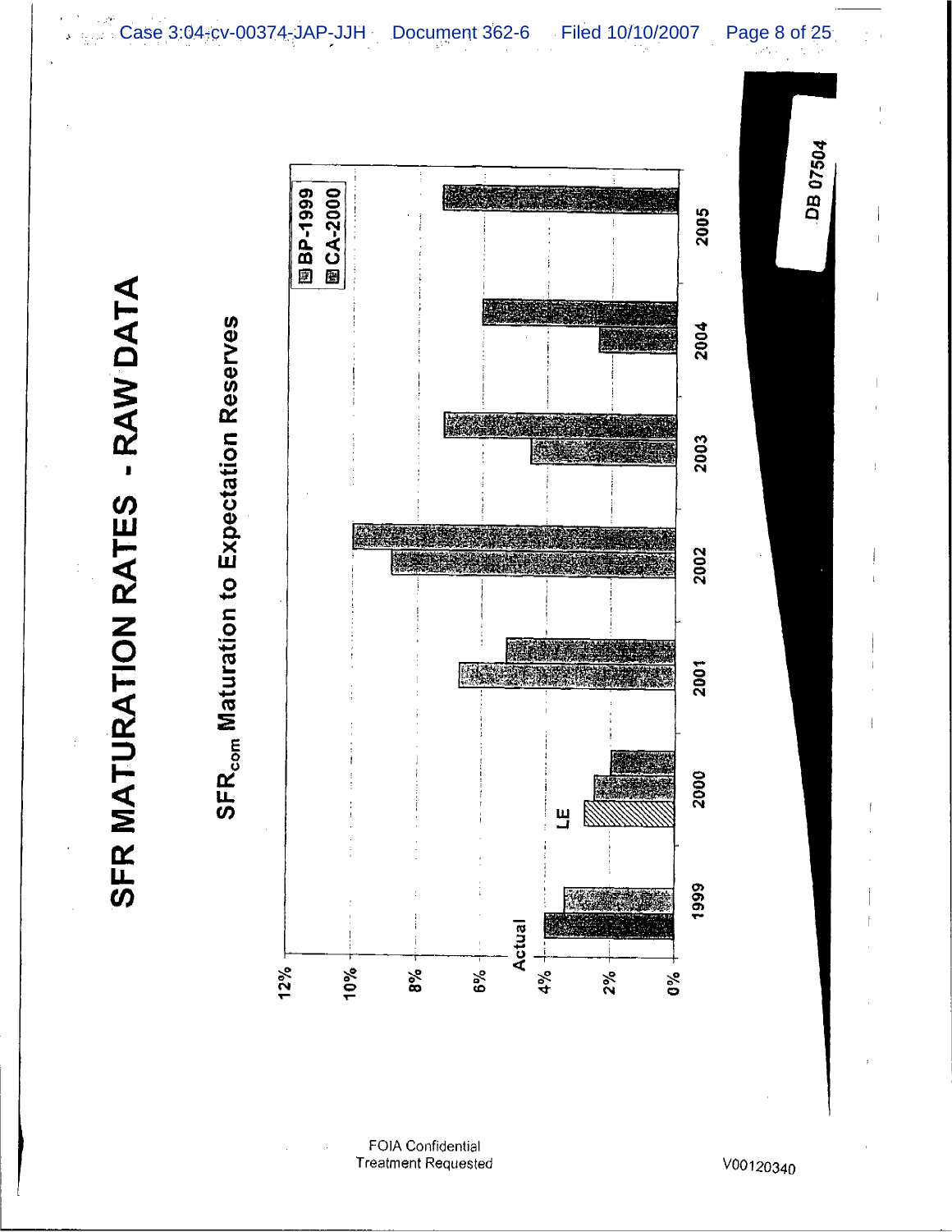# SFR MATURATION RATES - RAW DATA

## $SFR_{com}$ Maturation to Expectation Reserves

BP-1999
CA-2000

12%
10%
8%
6%
4%
2%
0%

Actual

LE

1999 2000 2001 2002 2003 2004 2005

DB 07504

FOIA Confidential
Treatment Requested

V00120340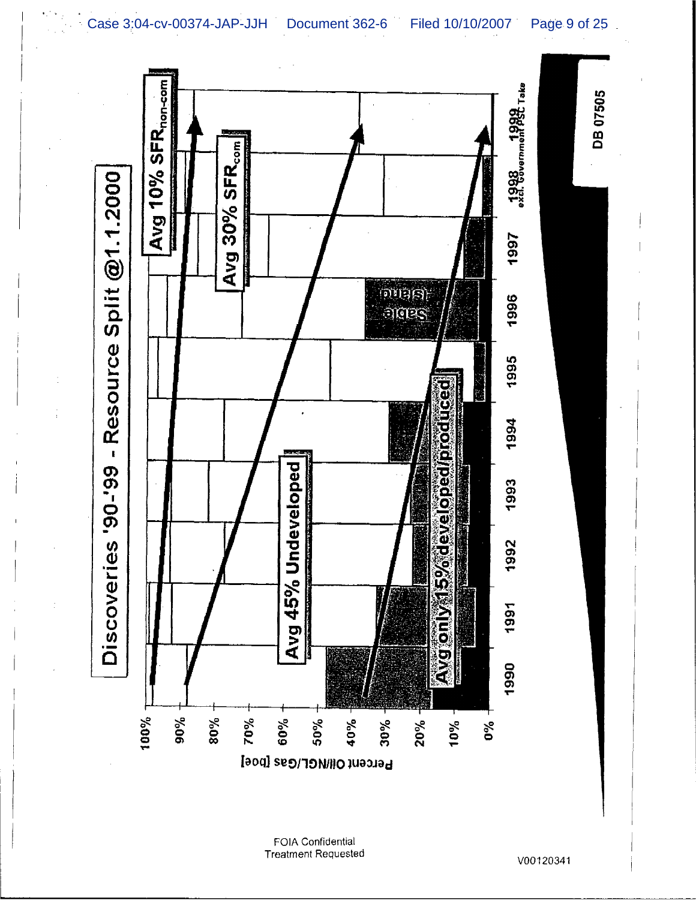# Discoveries '90-'99 - Resource Split @1.1.2000

Avg 10% $SFR_{non\text{-}com}$

Avg 30% $SFR_{com}$

Avg 45% Undeveloped

Avg only 15% developed/produced

Sable Island

Percent Oil/NGL/Gas [boe]

100% 90% 80% 70% 60% 50% 40% 30% 20% 10% 0%

1990 1991 1992 1993 1994 1995 1996 1997 1998 1999

excl. Government PSC Take

DB 07505

FOIA Confidential Treatment Requested

V00120341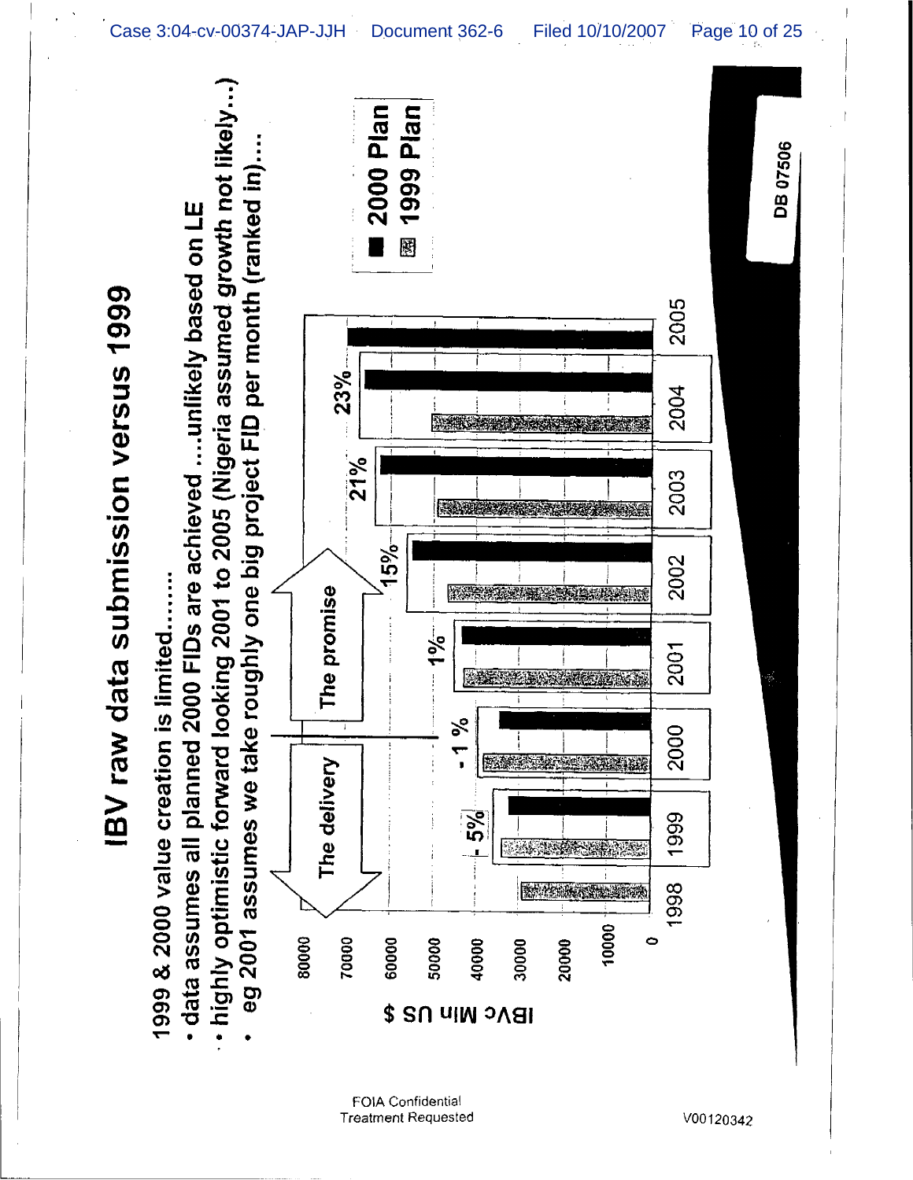# IBV raw data submission versus 1999

1999 & 2000 value creation is limited.......

- data assumes all planned 2000 FIDs are achieved ....unlikely based on LE
- highly optimistic forward looking 2001 to 2005 (Nigeria assumed growth not likely...)
- eg 2001 assumes we take roughly one big project FID per month (ranked in)....

IBVc Mln US $

| Year | Change (2000 Plan vs 1999 Plan) |
|---|---|
| 1998 | |
| 1999 | - 5% |
| 2000 | - 1 % |
| 2001 | 1% |
| 2002 | 15% |
| 2003 | 21% |
| 2004 | 23% |
| 2005 | |

The delivery (1998–2000) / The promise (2001–2005)

Legend: 2000 Plan; 1999 Plan

Y-axis: 0, 10000, 20000, 30000, 40000, 50000, 60000, 70000, 80000

DB 07506

FOIA Confidential Treatment Requested

V00120342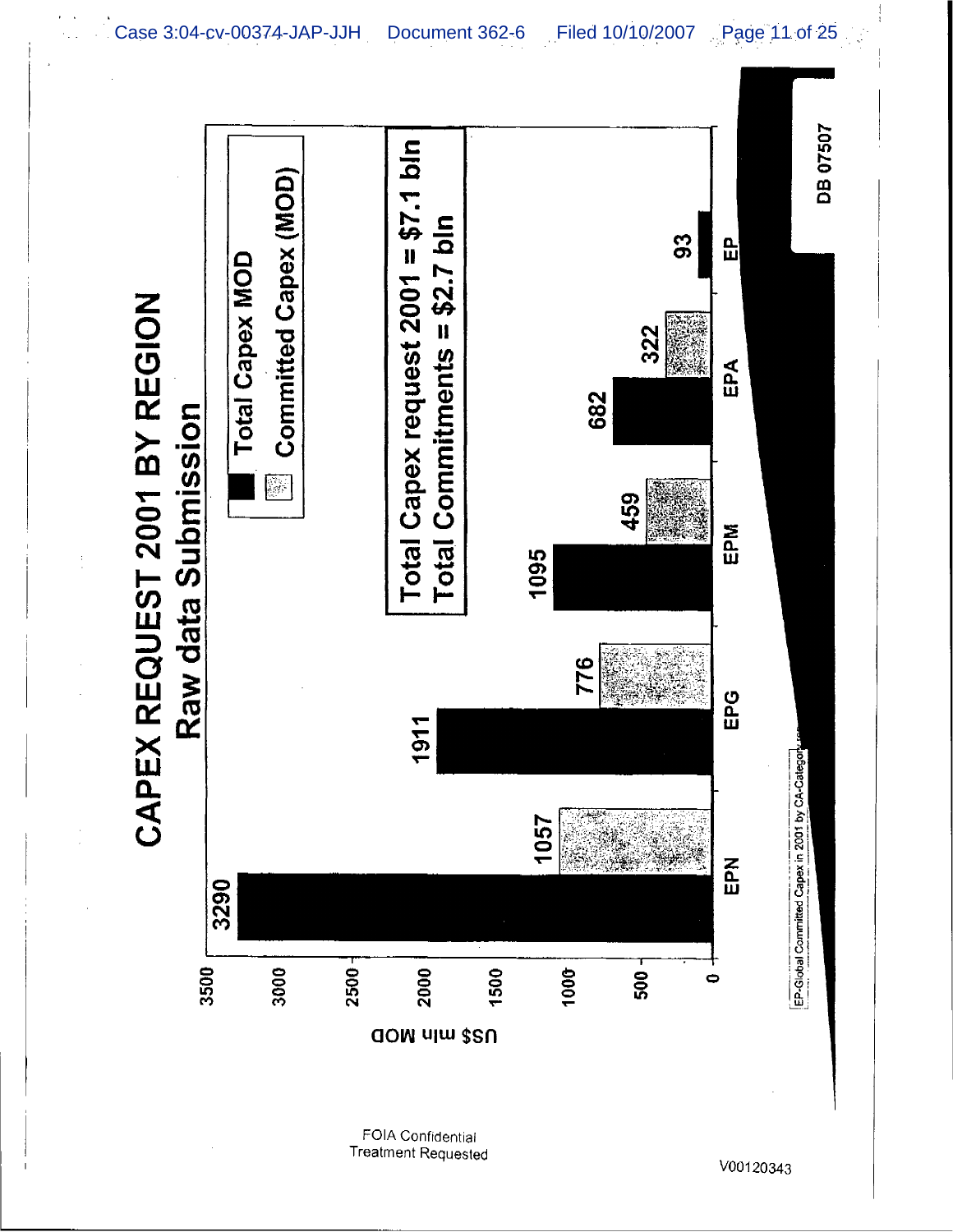# CAPEX REQUEST 2001 BY REGION

## Raw data Submission

| Region | Total Capex MOD | Committed Capex (MOD) |
|---|---|---|
| EPN | 3290 | 1057 |
| EPG | 1911 | 776 |
| EPM | 1095 | 459 |
| EPA | 682 | 322 |
| EP | 93 | |

US$ mln MOD

**Total Capex request 2001 = $7.1 bln**
**Total Commitments = $2.7 bln**

EP-Global Committed Capex in 2001 by CA-Category

DB 07507

FOIA Confidential Treatment Requested

V00120343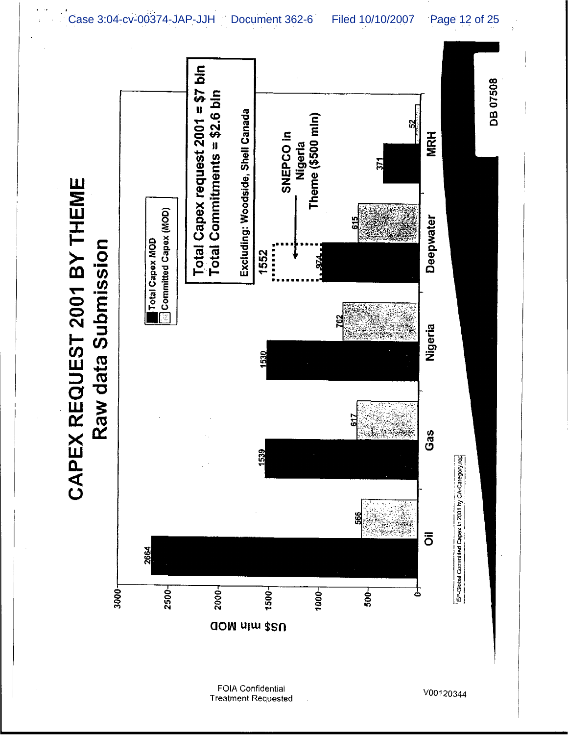# CAPEX REQUEST 2001 BY THEME

## Raw data Submission

Total Capex request 2001 = $7 bln
Total Commitments = $2.6 bln

Excluding: Woodside, Shell Canada

| Theme | Total Capex MOD | Committed Capex (MOD) |
|---|---|---|
| Oil | 2664 | 566 |
| Gas | 1539 | 617 |
| Nigeria | 1530 | 762 |
| Deepwater | 974 | 615 |
| MRH | 371 | 52 |

Deepwater: 1552 (SNEPCO in Nigeria Theme ($500 mln))

US$ mln MOD

EP-Global Committed Capex in 2001 by CA-Category.rep

DB 07508

FOIA Confidential Treatment Requested

V00120344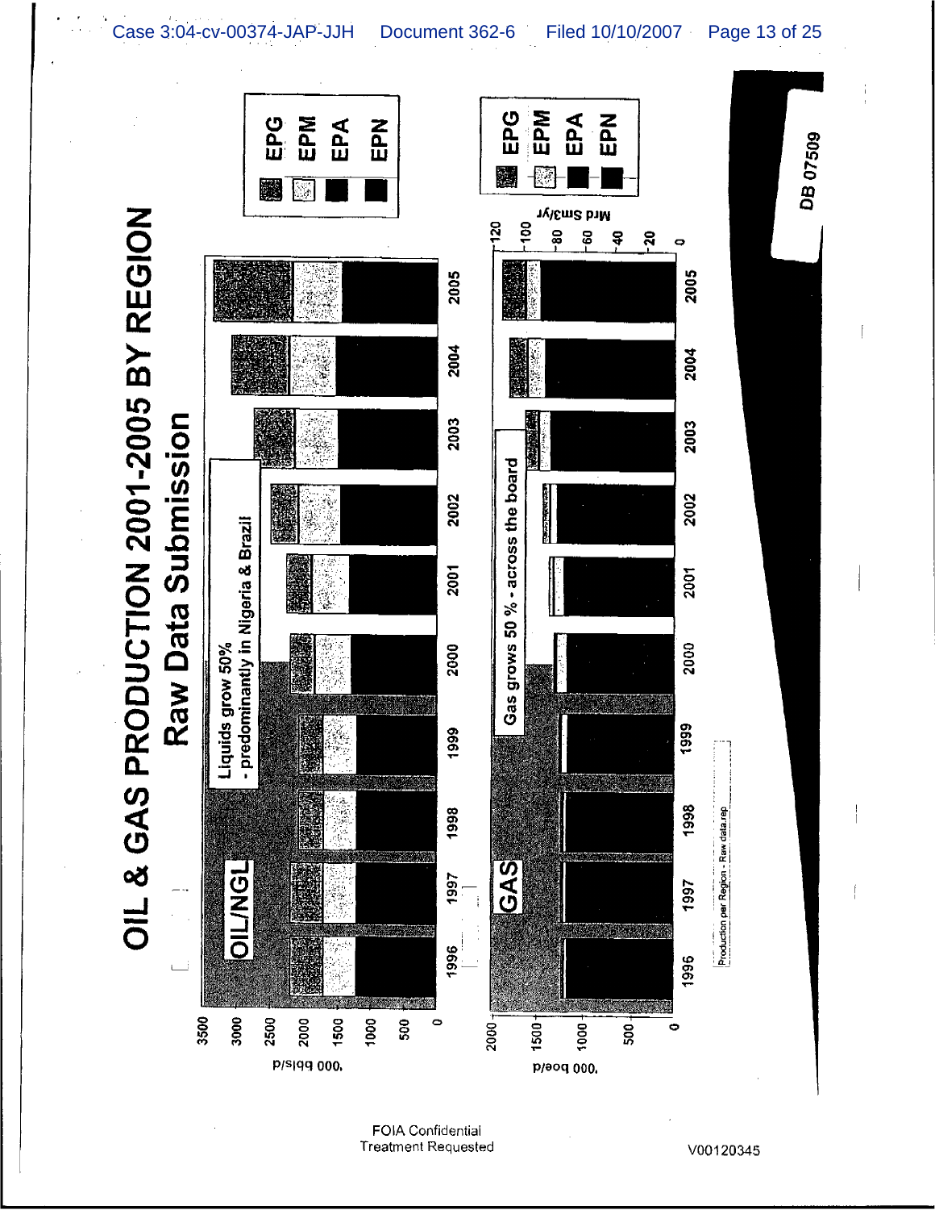# OIL & GAS PRODUCTION 2001-2005 BY REGION

## Raw Data Submission

**OIL/NGL**

'000 bbls/d

Legend: EPG, EPM, EPA, EPN

Liquids grow 50%
- predominantly in Nigeria & Brazil

1996 1997 1998 1999 2000 2001 2002 2003 2004 2005

**GAS**

'000 boe/d

Mrd Sm3/yr

Legend: EPG, EPM, EPA, EPN

Gas grows 50 % - across the board

1996 1997 1998 1999 2000 2001 2002 2003 2004 2005

Production per Region - Raw data.rep

DB 07509

FOIA Confidential
Treatment Requested

V00120345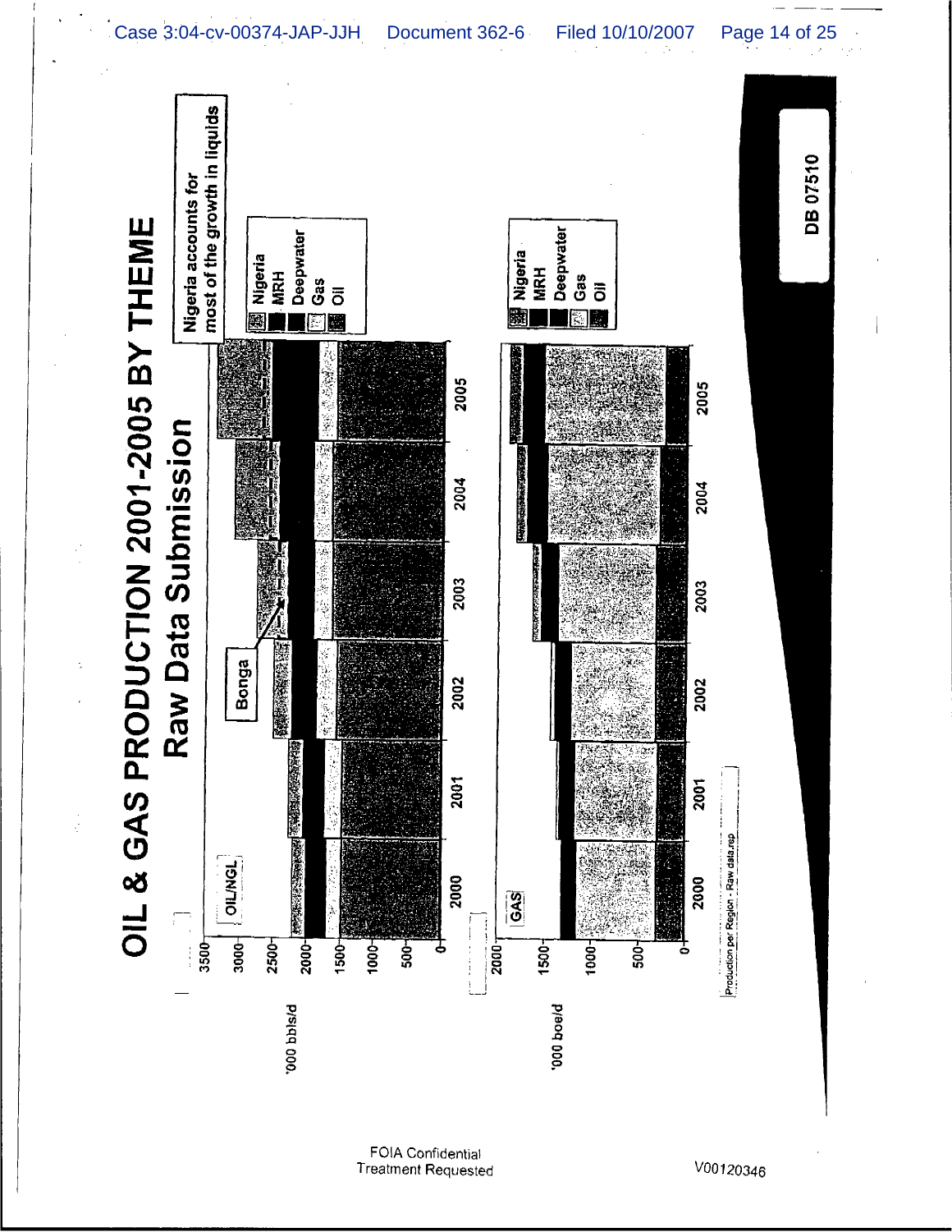# OIL & GAS PRODUCTION 2001-2005 BY THEME

## Raw Data Submission

Nigeria accounts for most of the growth in liquids

**OIL/NGL**

'000 bbls/d

Legend: Nigeria, MRH, Deepwater, Gas, Oil

Bonga

3500, 3000, 2500, 2000, 1500, 1000, 500, 0

2000, 2001, 2002, 2003, 2004, 2005

**GAS**

'000 boe/d

Legend: Nigeria, MRH, Deepwater, Gas, Oil

2000, 1500, 1000, 500, 0

2000, 2001, 2002, 2003, 2004, 2005

Production per Region - Raw data.rep

DB 07510

FOIA Confidential Treatment Requested

V00120346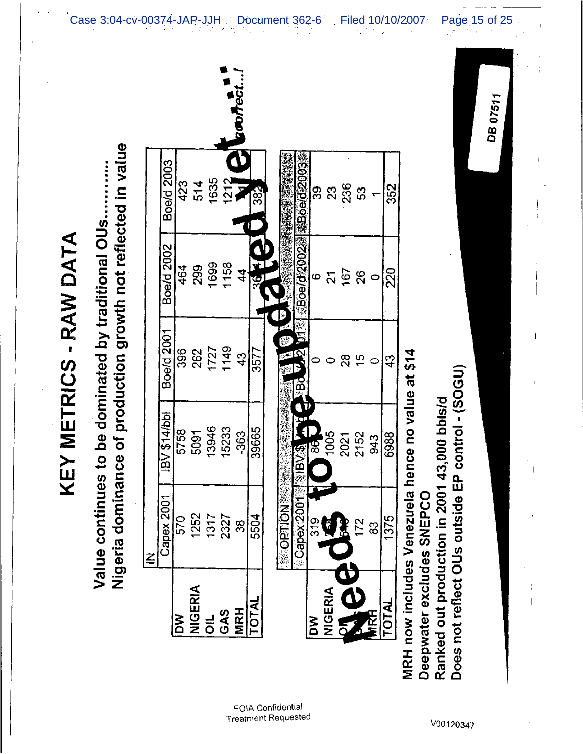# KEY METRICS - RAW DATA

Value continues to be dominated by traditional OUs..........

Nigeria dominance of production growth not reflected in value

| IN | Capex 2001 | IBV $14/bbl | Boe/d 2001 | Boe/d 2002 | Boe/d 2003 |
|---|---|---|---|---|---|
| DW | 570 | 5758 | 396 | 464 | 423 |
| NIGERIA | 1252 | 5091 | 262 | 299 | 514 |
| OIL | 1317 | 13946 | 1727 | 1699 | 1635 |
| GAS | 2327 | 15233 | 1149 | 1158 | 1212 |
| MRH | 38 | -363 | 43 | 44 | 41 |
| TOTAL | 5504 | 39665 | 3577 | 3664 | 3825 |

| OPTION | Capex 2001 | IBV $14/bbl | Boe/d 2001 | Boe/d 2002 | Boe/d 2003 |
|---|---|---|---|---|---|
| DW | 319 | 868 | 0 | 6 | 39 |
| NIGERIA | 253 | 1005 | 0 | 21 | 23 |
| OIL | 548 | 2021 | 28 | 167 | 236 |
| GAS | 172 | 2152 | 15 | 26 | 53 |
| MRH | 83 | 943 | 0 | 0 | 1 |
| TOTAL | 1375 | 6988 | 43 | 220 | 352 |

Needs to be updated yet correct...!

MRH now includes Venezuela hence no value at $14

Deepwater excludes SNEPCO

Ranked out production in 2001 43,000 bbls/d

Does not reflect OUs outside EP control - (SOGU)

DB 07511

FOIA Confidential Treatment Requested

V00120347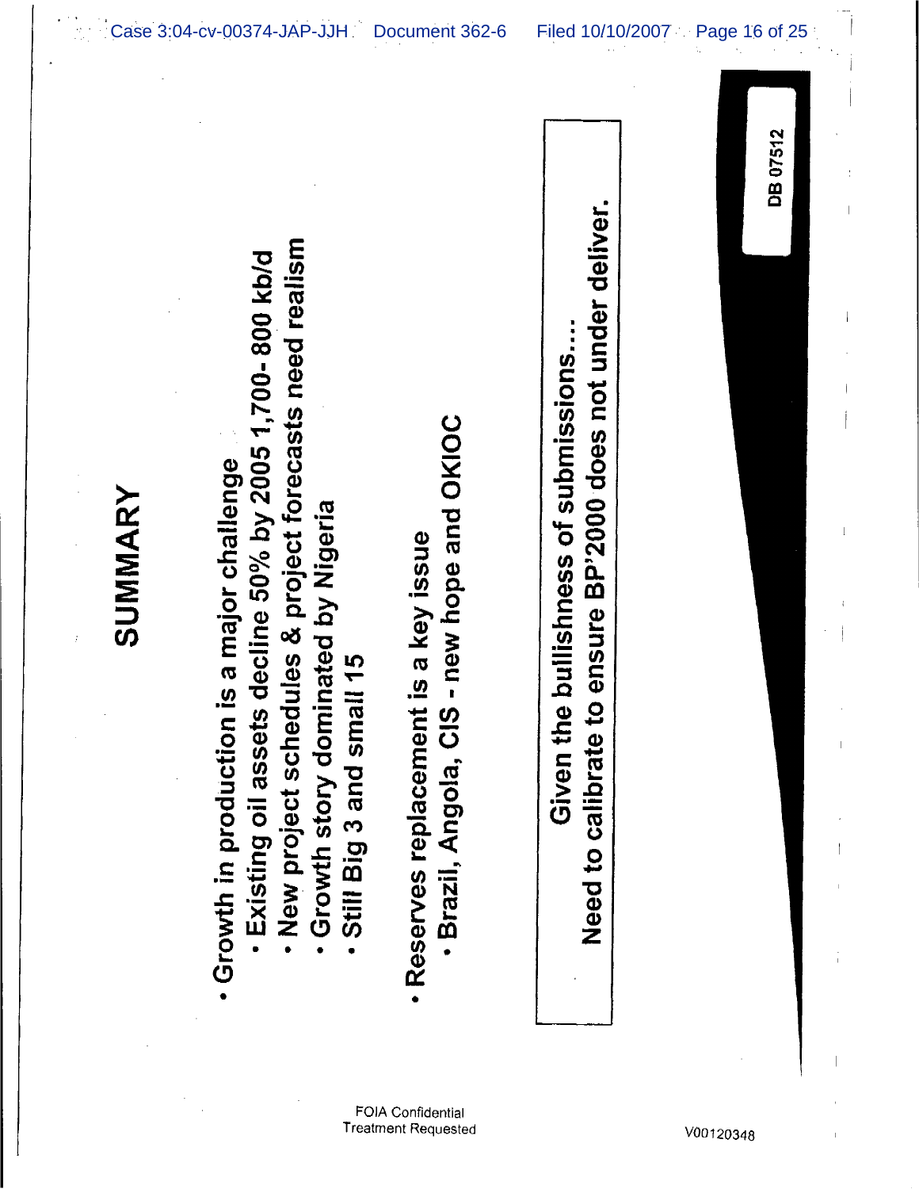# SUMMARY

- Growth in production is a major challenge
  - Existing oil assets decline 50% by 2005 1,700-800 kb/d
  - New project schedules & project forecasts need realism
  - Growth story dominated by Nigeria
  - Still Big 3 and small 15
- Reserves replacement is a key issue
  - Brazil, Angola, CIS - new hope and OKIOC

**Given the bullishness of submissions....**
**Need to calibrate to ensure BP'2000 does not under deliver.**

DB 07512

FOIA Confidential
Treatment Requested

V00120348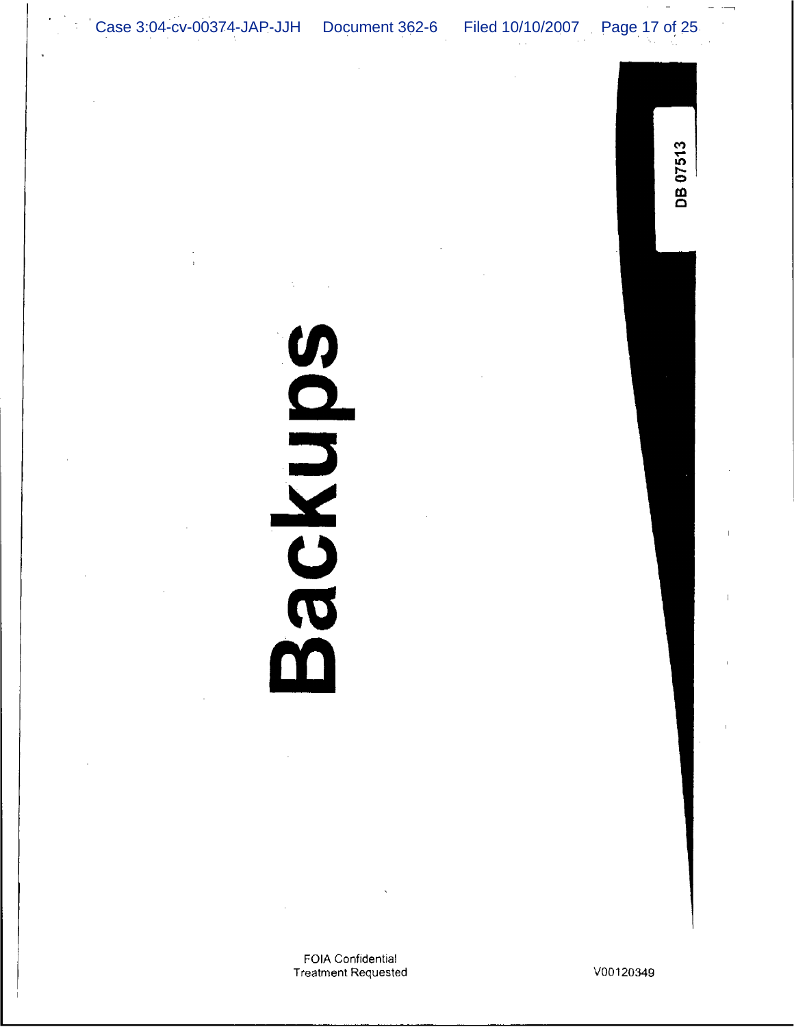# Backups

DB 07513

FOIA Confidential
Treatment Requested

V00120349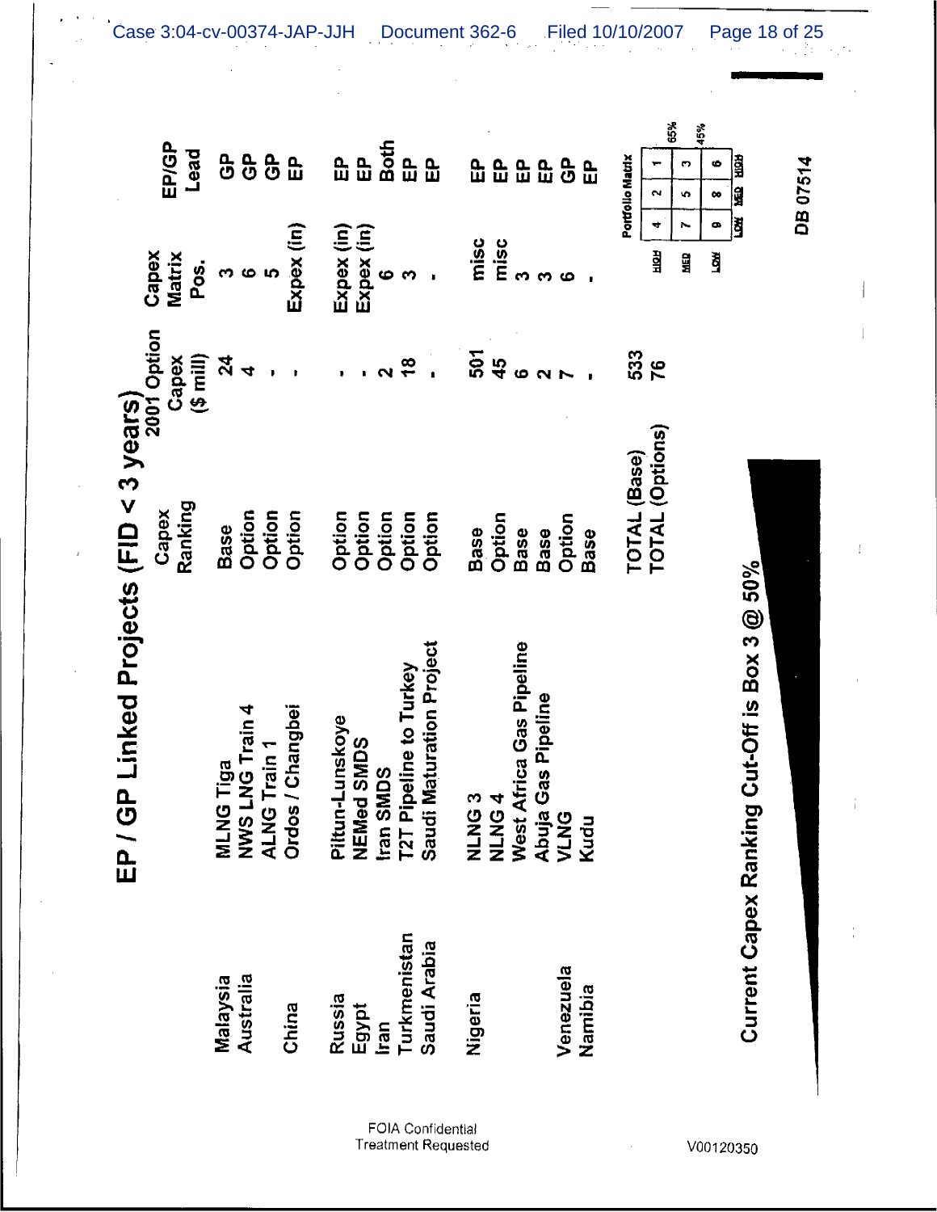# EP / GP Linked Projects (FID < 3 years)

| Country | Project | Capex Ranking | 2001 Option Capex ($ mill) | Capex Matrix Pos. | EP/GP Lead |
|---|---|---|---|---|---|
| Malaysia | MLNG Tiga | Base | 24 | 3 | GP |
| Australia | NWS LNG Train 4 | Option | 4 | 6 | GP |
| | ALNG Train 1 | Option | - | 5 | GP |
| China | Ordos / Changbei | Option | - | Expex (in) | EP |
| Russia | Piltun-Lunskoye | Option | - | Expex (in) | EP |
| Egypt | NEMed SMDS | Option | - | Expex (in) | EP |
| Iran | Iran SMDS | Option | 2 | 6 | Both |
| Turkmenistan | T2T Pipeline to Turkey | Option | 18 | 3 | EP |
| Saudi Arabia | Saudi Maturation Project | Option | - | - | EP |
| Nigeria | NLNG 3 | Base | 501 | misc | EP |
| | NLNG 4 | Option | 45 | misc | EP |
| | West Africa Gas Pipeline | Base | 6 | 3 | EP |
| | Abuja Gas Pipeline | Base | 2 | 3 | EP |
| Venezuela | VLNG | Option | 7 | 6 | GP |
| Namibia | Kudu | Base | - | - | EP |
| | TOTAL (Base) | | 533 | | |
| | TOTAL (Options) | | 76 | | |

**Portfolio Matrix**

| | LOW | MED | HIGH | |
|---|---|---|---|---|
| HIGH | 4 | 2 | 1 | |
| MED | 7 | 5 | 3 | 65% |
| LOW | 9 | 8 | 6 | 45% |

**Current Capex Ranking Cut-Off is Box 3 @ 50%**

DB 07514

FOIA Confidential Treatment Requested

V00120350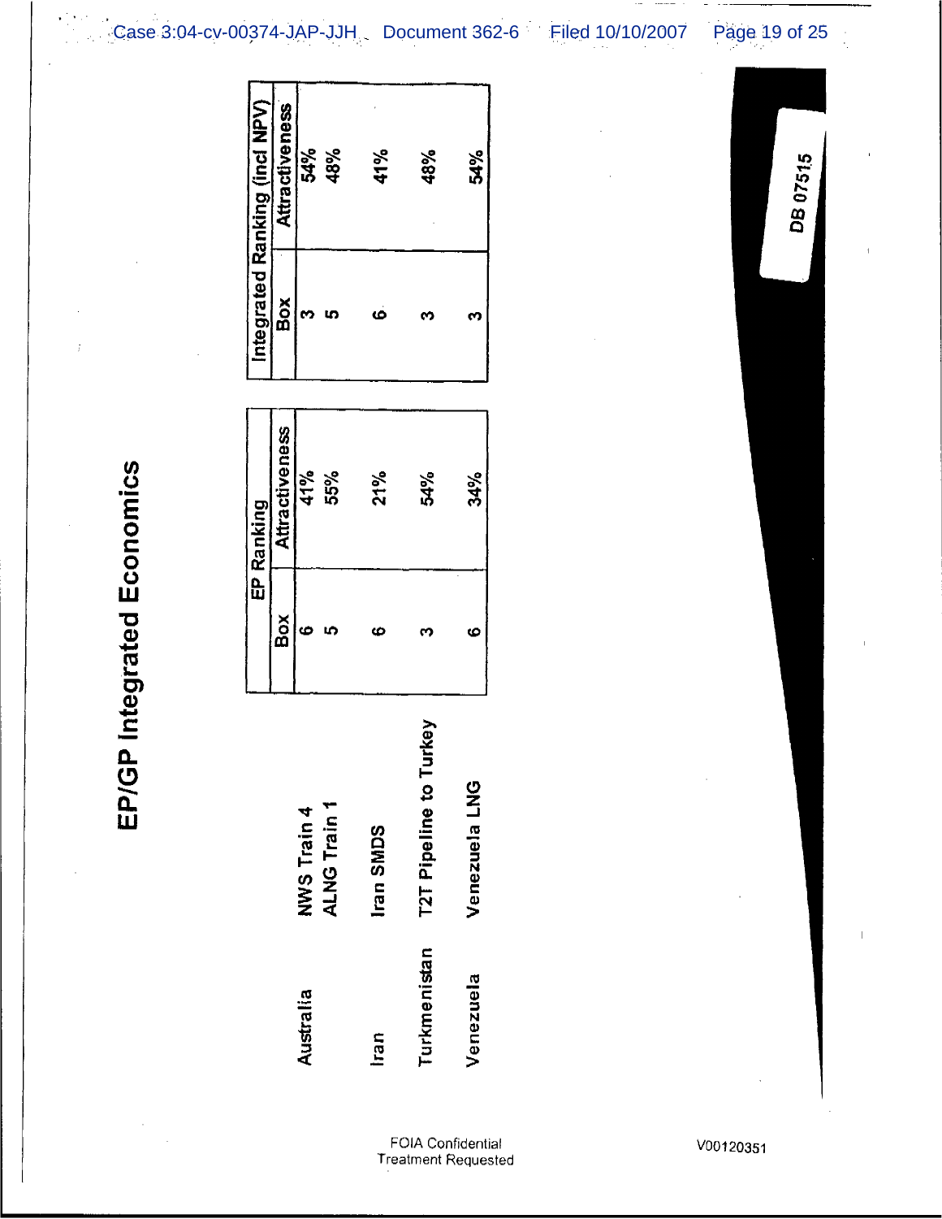# EP/GP Integrated Economics

| | | EP Ranking | | Integrated Ranking (incl NPV) | |
|---|---|---|---|---|---|
| | | Box | Attractiveness | Box | Attractiveness |
| Australia | NWS Train 4 | 6 | 41% | 3 | 54% |
| | ALNG Train 1 | 5 | 55% | 5 | 48% |
| Iran | Iran SMDS | 6 | 21% | 6 | 41% |
| Turkmenistan | T2T Pipeline to Turkey | 3 | 54% | 3 | 48% |
| Venezuela | Venezuela LNG | 6 | 34% | 3 | 54% |

DB 07515

FOIA Confidential Treatment Requested

V00120351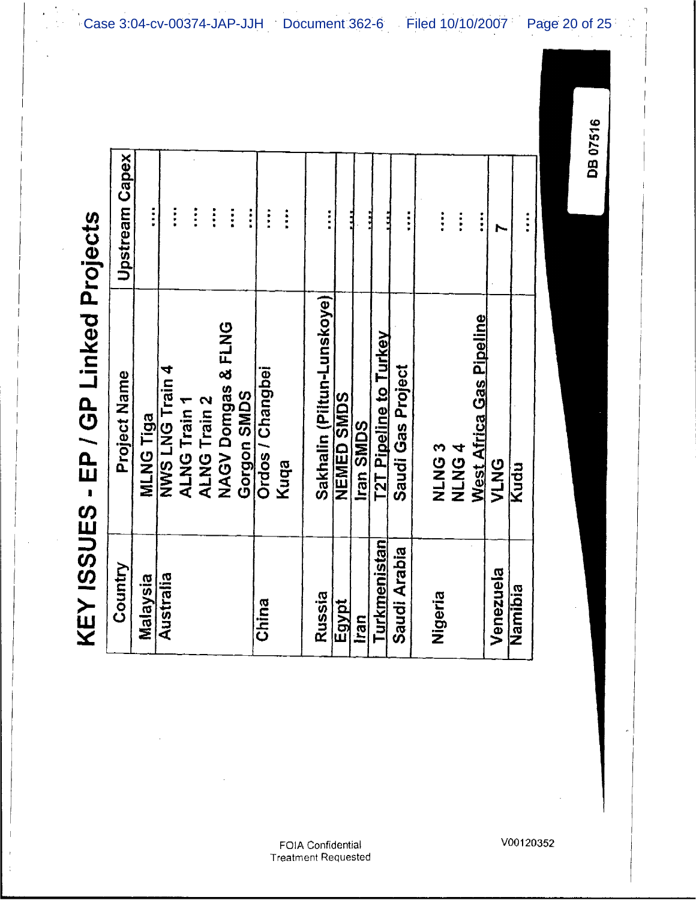# KEY ISSUES - EP / GP Linked Projects

| Country | Project Name | Upstream Capex |
|---|---|---|
| Malaysia | MLNG Tiga | .... |
| Australia | NWS LNG Train 4 | .... |
| | ALNG Train 1 | .... |
| | ALNG Train 2 | .... |
| | NAGV Domgas & FLNG | .... |
| | Gorgon SMDS | .... |
| China | Ordos / Changbei | .... |
| | Kuqa | .... |
| Russia | Sakhalin (Piltun-Lunskoye) | .... |
| Egypt | NEMED SMDS | .... |
| Iran | Iran SMDS | .... |
| Turkmenistan | T2T Pipeline to Turkey | .... |
| Saudi Arabia | Saudi Gas Project | .... |
| Nigeria | NLNG 3 | .... |
| | NLNG 4 | .... |
| | West Africa Gas Pipeline | .... |
| Venezuela | VLNG | ? |
| Namibia | Kudu | .... |

DB 07516

FOIA Confidential
Treatment Requested

V00120352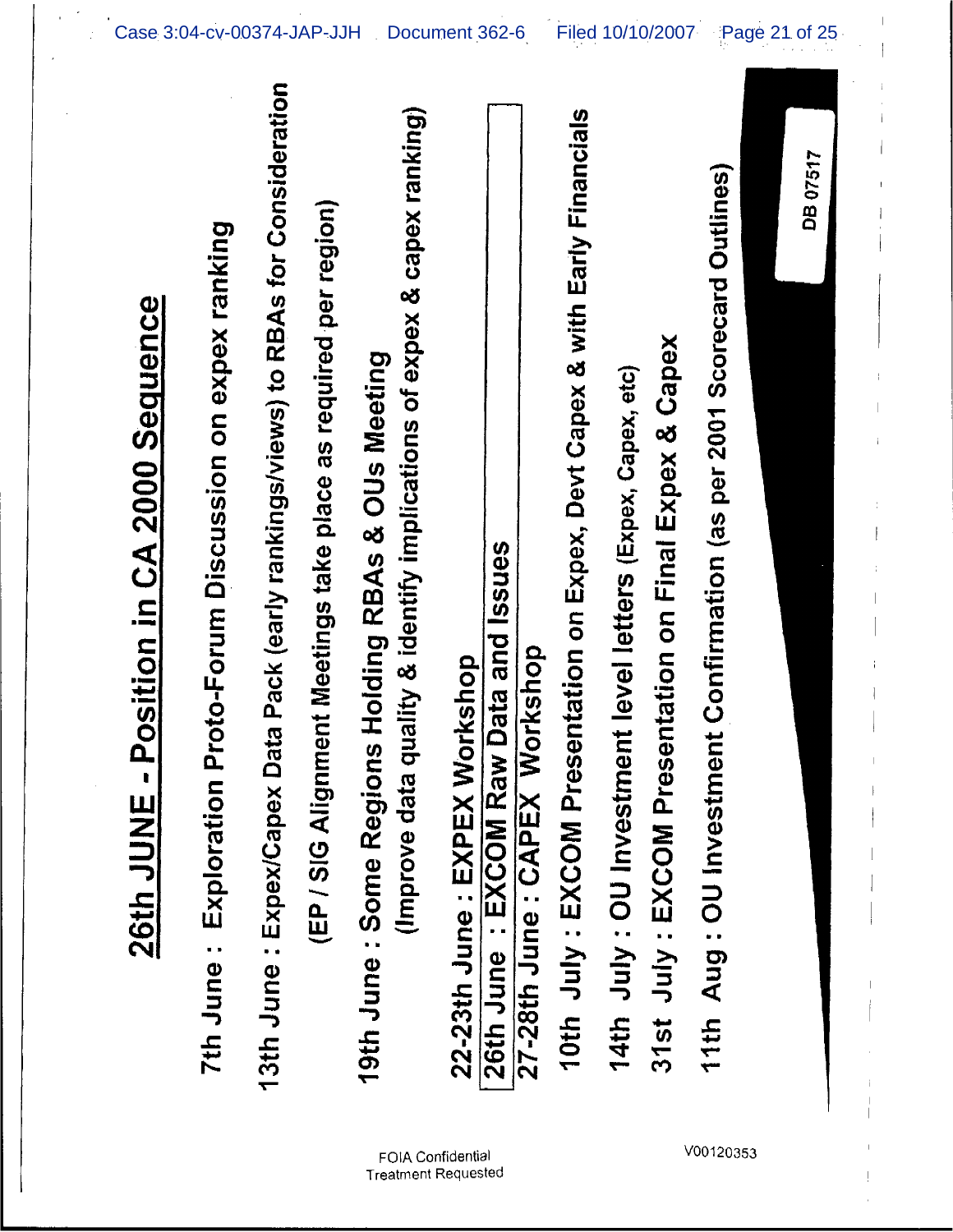# 26th JUNE - Position in CA 2000 Sequence

7th June : Exploration Proto-Forum Discussion on expex ranking

13th June : Expex/Capex Data Pack (early rankings/views) to RBAs for Consideration

(EP / SIG Alignment Meetings take place as required per region)

19th June : Some Regions Holding RBAs & OUs Meeting

(Improve data quality & identify implications of expex & capex ranking)

22-23th June : EXPEX Workshop

26th June : EXCOM Raw Data and Issues

27-28th June : CAPEX Workshop

10th July : EXCOM Presentation on Expex, Devt Capex & with Early Financials

14th July : OU Investment level letters (Expex, Capex, etc)

31st July : EXCOM Presentation on Final Expex & Capex

11th Aug : OU Investment Confirmation (as per 2001 Scorecard Outlines)

DB 07517

FOIA Confidential Treatment Requested

V00120353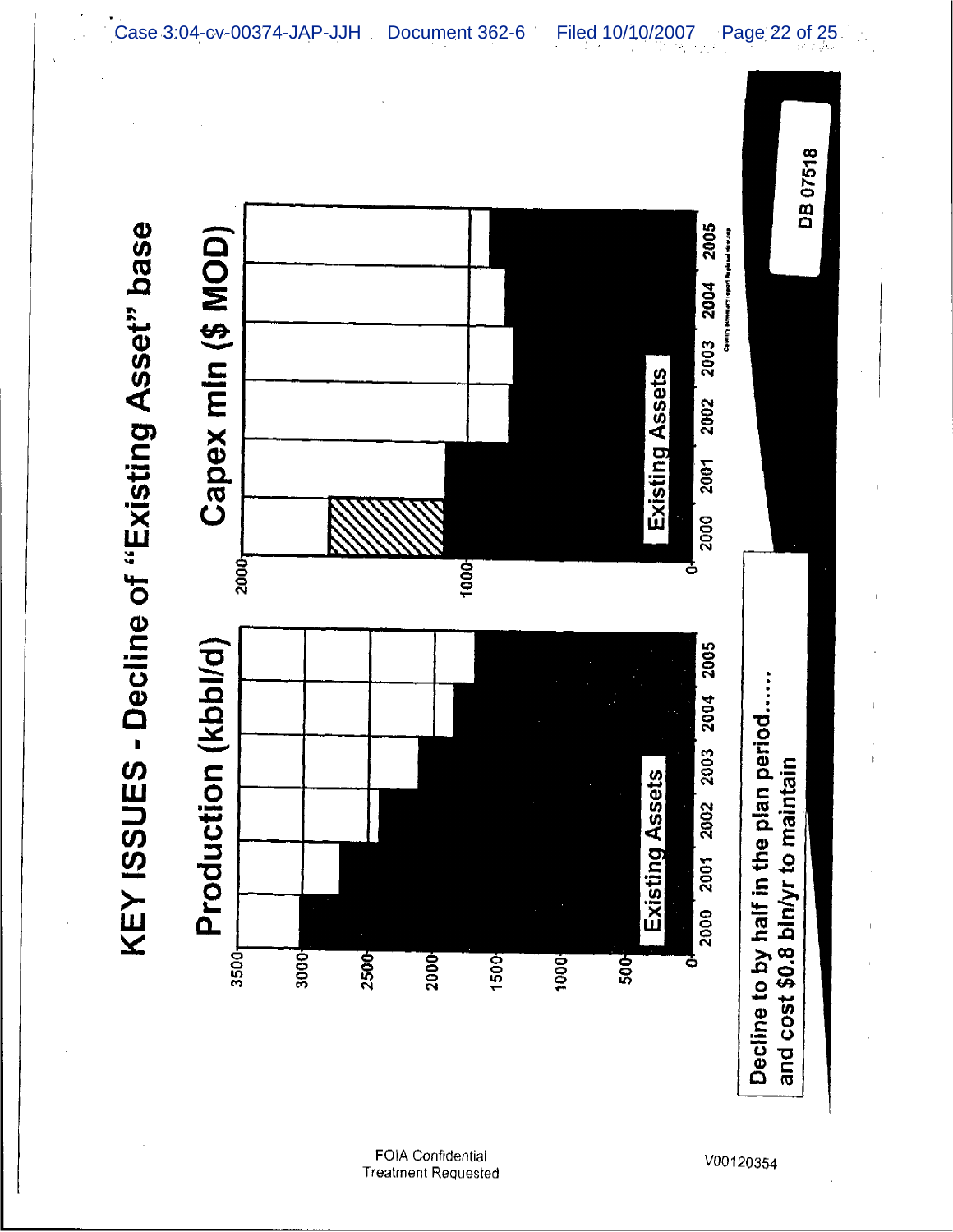# KEY ISSUES - Decline of "Existing Asset" base

## Production (kbbl/d)

Y-axis: 0, 500, 1000, 1500, 2000, 2500, 3000, 3500

X-axis: 2000, 2001, 2002, 2003, 2004, 2005

Existing Assets

## Capex mln ($ MOD)

Y-axis: 0, 1000, 2000

X-axis: 2000, 2001, 2002, 2003, 2004, 2005

Existing Assets

Decline to by half in the plan period.....
and cost $0.8 bln/yr to maintain

DB 07518

FOIA Confidential
Treatment Requested

V00120354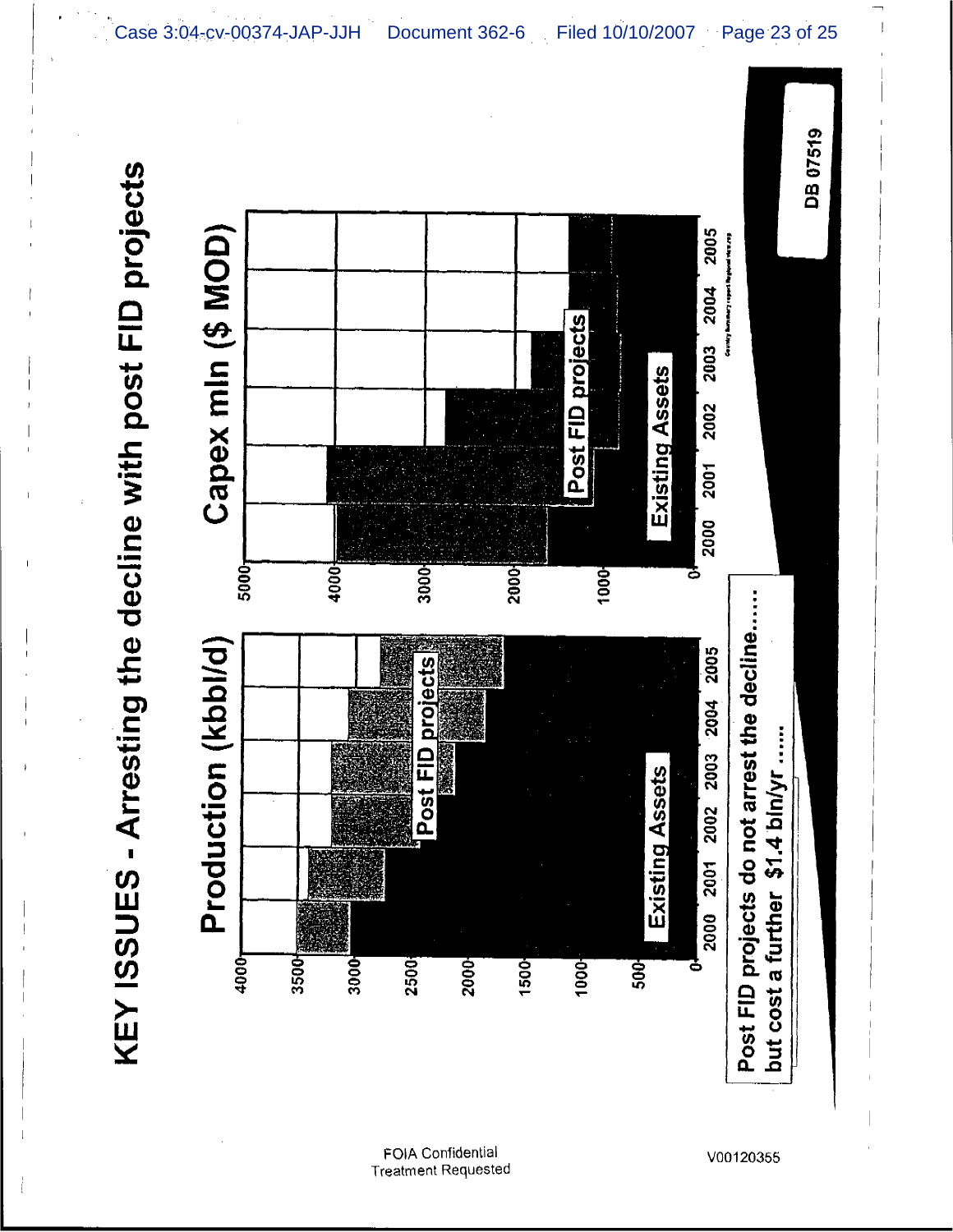# KEY ISSUES - Arresting the decline with post FID projects

**Production (kbbl/d)**

4000, 3500, 3000, 2500, 2000, 1500, 1000, 500, 0

2000 2001 2002 2003 2004 2005

Post FID projects

Existing Assets

**Capex mln ($ MOD)**

5000, 4000, 3000, 2000, 1000, 0

2000 2001 2002 2003 2004 2005

Post FID projects

Existing Assets

Post FID projects do not arrest the decline......
but cost a further $1.4 bln/yr .....

DB 07519

FOIA Confidential
Treatment Requested

V00120355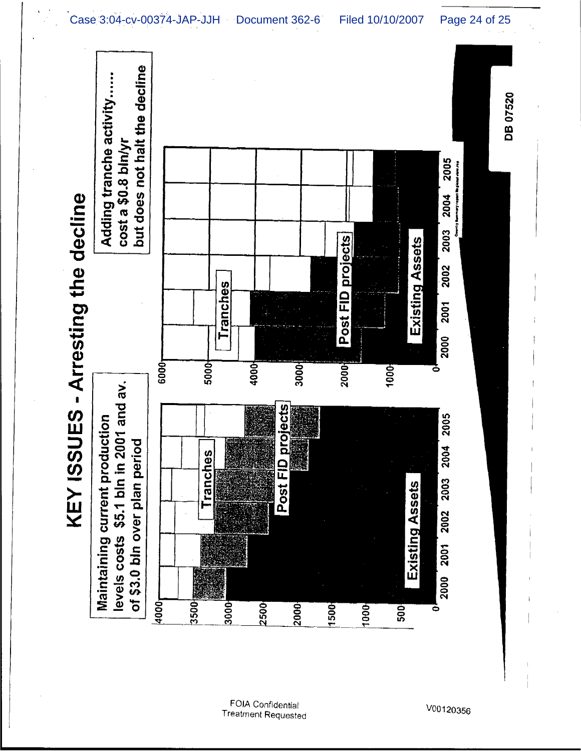# KEY ISSUES - Arresting the decline

Maintaining current production levels costs $5.1 bln in 2001 and av. of $3.0 bln over plan period

Adding tranche activity...... cost a $0.8 bln/yr but does not halt the decline

Chart 1 (y-axis 0–4000; x-axis 2000–2005): Tranches; Post FID projects; Existing Assets

Chart 2 (y-axis 0–6000; x-axis 2000–2005): Tranches; Post FID projects; Existing Assets

DB 07520

FOIA Confidential Treatment Requested

V00120356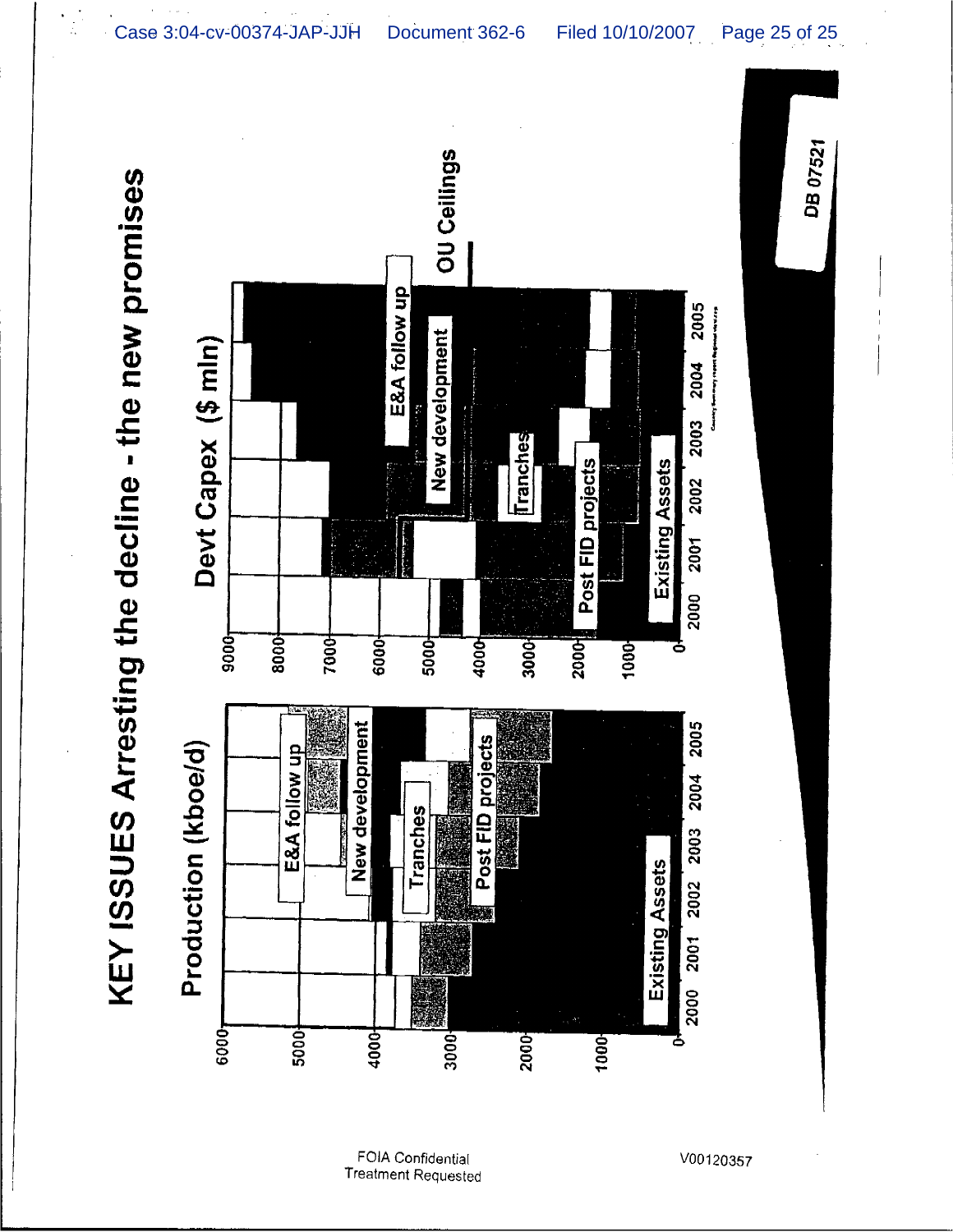# KEY ISSUES Arresting the decline - the new promises

Production (kboe/d)

6000
5000
4000
3000
2000
1000
0

2000 2001 2002 2003 2004 2005

E&A follow up
New development
Tranches
Post FID projects
Existing Assets

Devt Capex ($ mln)

9000
8000
7000
6000
5000
4000
3000
2000
1000
0

2000 2001 2002 2003 2004 2005

E&A follow up
New development
Tranches
Post FID projects
Existing Assets

OU Ceilings

DB 07521

FOIA Confidential
Treatment Requested

V00120357